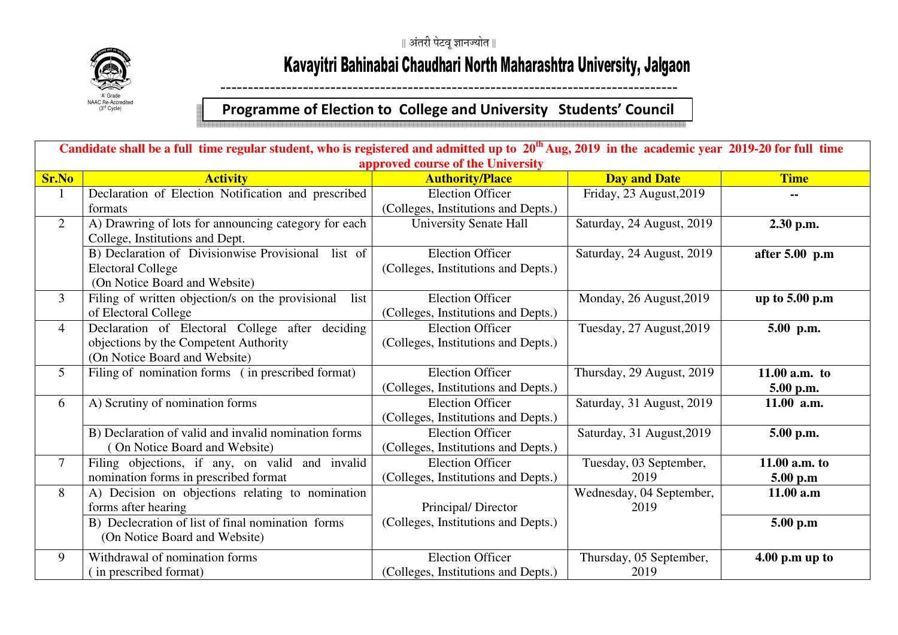|| अंतरी पेटवू ज्ञानज्योत ||

'A' Grade
NAAC Re-Accredited
(3rd Cycle)

# Kavayitri Bahinabai Chaudhari North Maharashtra University, Jalgaon

## Programme of Election to College and University Students' Council

**Candidate shall be a full time regular student, who is registered and admitted up to 20th Aug, 2019 in the academic year 2019-20 for full time approved course of the University**

| Sr.No | Activity | Authority/Place | Day and Date | Time |
|---|---|---|---|---|
| 1 | Declaration of Election Notification and prescribed formats | Election Officer (Colleges, Institutions and Depts.) | Friday, 23 August,2019 | -- |
| 2 | A) Drawring of lots for announcing category for each College, Institutions and Dept. | University Senate Hall | Saturday, 24 August, 2019 | **2.30 p.m.** |
| | B) Declaration of Divisionwise Provisional list of Electoral College (On Notice Board and Website) | Election Officer (Colleges, Institutions and Depts.) | Saturday, 24 August, 2019 | **after 5.00 p.m** |
| 3 | Filing of written objection/s on the provisional list of Electoral College | Election Officer (Colleges, Institutions and Depts.) | Monday, 26 August,2019 | **up to 5.00 p.m** |
| 4 | Declaration of Electoral College after deciding objections by the Competent Authority (On Notice Board and Website) | Election Officer (Colleges, Institutions and Depts.) | Tuesday, 27 August,2019 | **5.00 p.m.** |
| 5 | Filing of nomination forms ( in prescribed format) | Election Officer (Colleges, Institutions and Depts.) | Thursday, 29 August, 2019 | **11.00 a.m. to 5.00 p.m.** |
| 6 | A) Scrutiny of nomination forms | Election Officer (Colleges, Institutions and Depts.) | Saturday, 31 August, 2019 | **11.00 a.m.** |
| | B) Declaration of valid and invalid nomination forms ( On Notice Board and Website) | Election Officer (Colleges, Institutions and Depts.) | Saturday, 31 August,2019 | **5.00 p.m.** |
| 7 | Filing objections, if any, on valid and invalid nomination forms in prescribed format | Election Officer (Colleges, Institutions and Depts.) | Tuesday, 03 September, 2019 | **11.00 a.m. to 5.00 p.m** |
| 8 | A) Decision on objections relating to nomination forms after hearing | Principal/ Director (Colleges, Institutions and Depts.) | Wednesday, 04 September, 2019 | **11.00 a.m** |
| | B) Declcration of list of final nomination forms (On Notice Board and Website) | | | **5.00 p.m** |
| 9 | Withdrawal of nomination forms ( in prescribed format) | Election Officer (Colleges, Institutions and Depts.) | Thursday, 05 September, 2019 | **4.00 p.m up to** |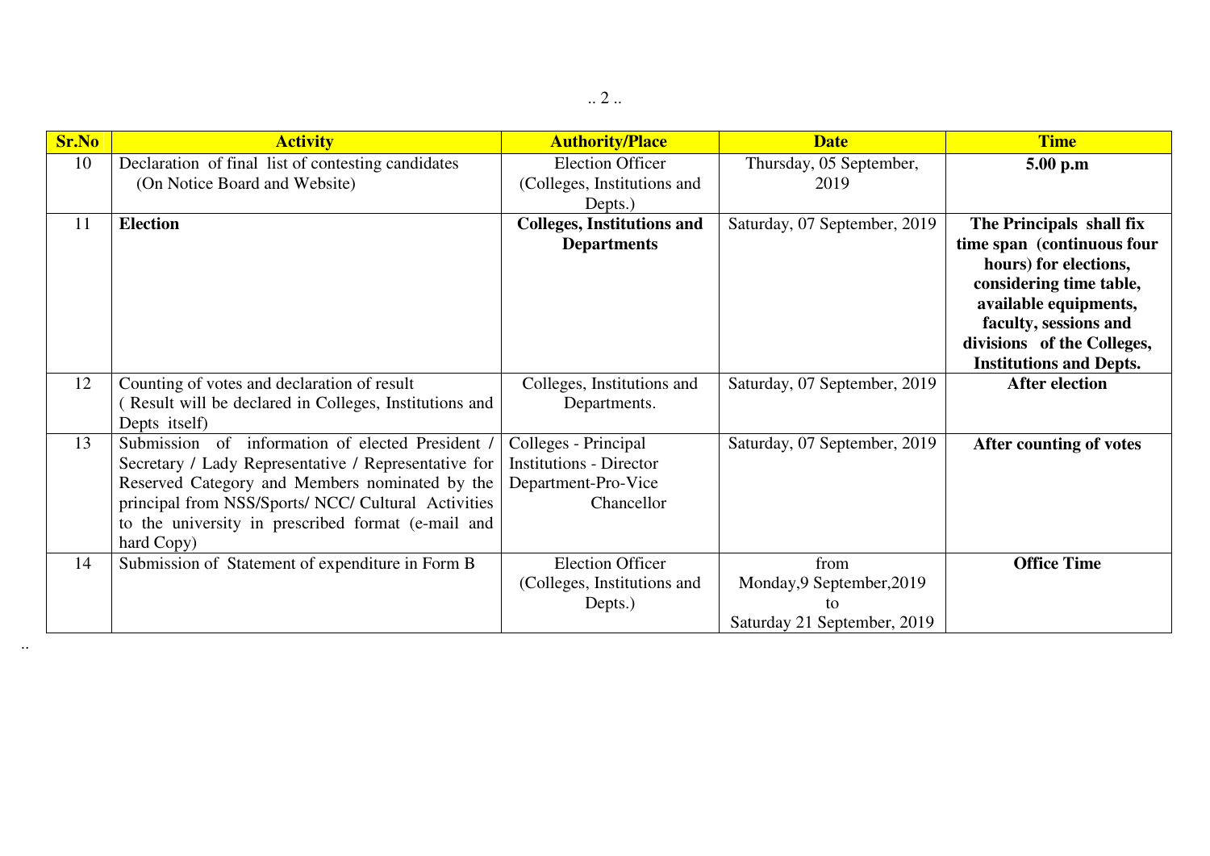| Sr.No | Activity | Authority/Place | Date | Time |
|---|---|---|---|---|
| 10 | Declaration of final list of contesting candidates (On Notice Board and Website) | Election Officer (Colleges, Institutions and Depts.) | Thursday, 05 September, 2019 | **5.00 p.m** |
| 11 | **Election** | **Colleges, Institutions and Departments** | Saturday, 07 September, 2019 | **The Principals shall fix time span (continuous four hours) for elections, considering time table, available equipments, faculty, sessions and divisions of the Colleges, Institutions and Depts.** |
| 12 | Counting of votes and declaration of result ( Result will be declared in Colleges, Institutions and Depts itself) | Colleges, Institutions and Departments. | Saturday, 07 September, 2019 | **After election** |
| 13 | Submission of information of elected President / Secretary / Lady Representative / Representative for Reserved Category and Members nominated by the principal from NSS/Sports/ NCC/ Cultural Activities to the university in prescribed format (e-mail and hard Copy) | Colleges - Principal<br>Institutions - Director<br>Department-Pro-Vice Chancellor | Saturday, 07 September, 2019 | **After counting of votes** |
| 14 | Submission of Statement of expenditure in Form B | Election Officer (Colleges, Institutions and Depts.) | from Monday,9 September,2019 to Saturday 21 September, 2019 | **Office Time** |

..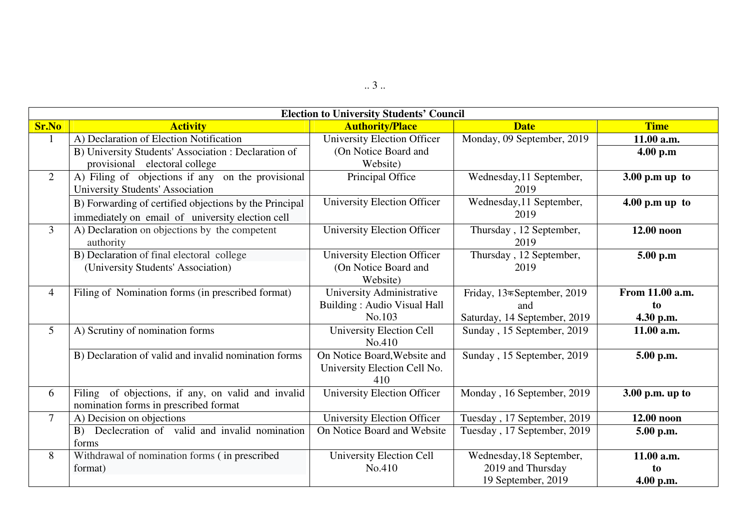| Election to University Students' Council | | | | |
|---|---|---|---|---|
| **Sr.No** | **Activity** | **Authority/Place** | **Date** | **Time** |
| 1 | A) Declaration of Election Notification | University Election Officer (On Notice Board and Website) | Monday, 09 September, 2019 | **11.00 a.m.** |
| | B) University Students' Association : Declaration of provisional electoral college | | | **4.00 p.m** |
| 2 | A) Filing of objections if any on the provisional University Students' Association | Principal Office | Wednesday,11 September, 2019 | **3.00 p.m up to** |
| | B) Forwarding of certified objections by the Principal immediately on email of university election cell | University Election Officer | Wednesday,11 September, 2019 | **4.00 p.m up to** |
| 3 | A) Declaration on objections by the competent authority | University Election Officer | Thursday , 12 September, 2019 | **12.00 noon** |
| | B) Declaration of final electoral college (University Students' Association) | University Election Officer (On Notice Board and Website) | Thursday , 12 September, 2019 | **5.00 p.m** |
| 4 | Filing of Nomination forms (in prescribed format) | University Administrative Building : Audio Visual Hall No.103 | Friday, 13कSeptember, 2019 and Saturday, 14 September, 2019 | **From 11.00 a.m. to 4.30 p.m.** |
| 5 | A) Scrutiny of nomination forms | University Election Cell No.410 | Sunday , 15 September, 2019 | **11.00 a.m.** |
| | B) Declaration of valid and invalid nomination forms | On Notice Board,Website and University Election Cell No. 410 | Sunday , 15 September, 2019 | **5.00 p.m.** |
| 6 | Filing of objections, if any, on valid and invalid nomination forms in prescribed format | University Election Officer | Monday , 16 September, 2019 | **3.00 p.m. up to** |
| 7 | A) Decision on objections | University Election Officer | Tuesday , 17 September, 2019 | **12.00 noon** |
| | B) Declecration of valid and invalid nomination forms | On Notice Board and Website | Tuesday , 17 September, 2019 | **5.00 p.m.** |
| 8 | Withdrawal of nomination forms ( in prescribed format) | University Election Cell No.410 | Wednesday,18 September, 2019 and Thursday 19 September, 2019 | **11.00 a.m. to 4.00 p.m.** |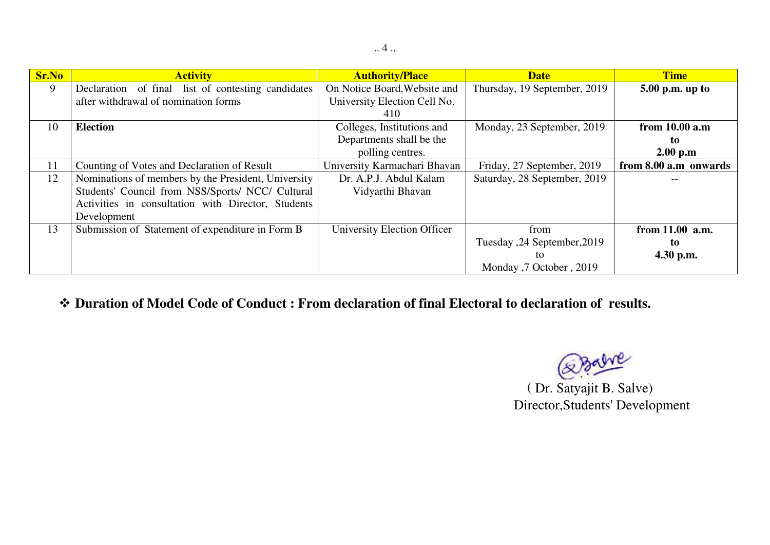| Sr.No | Activity | Authority/Place | Date | Time |
|---|---|---|---|---|
| 9 | Declaration of final list of contesting candidates after withdrawal of nomination forms | On Notice Board,Website and University Election Cell No. 410 | Thursday, 19 September, 2019 | **5.00 p.m. up to** |
| 10 | **Election** | Colleges, Institutions and Departments shall be the polling centres. | Monday, 23 September, 2019 | **from 10.00 a.m to 2.00 p.m** |
| 11 | Counting of Votes and Declaration of Result | University Karmachari Bhavan | Friday, 27 September, 2019 | **from 8.00 a.m onwards** |
| 12 | Nominations of members by the President, University Students' Council from NSS/Sports/ NCC/ Cultural Activities in consultation with Director, Students Development | Dr. A.P.J. Abdul Kalam Vidyarthi Bhavan | Saturday, 28 September, 2019 | -- |
| 13 | Submission of Statement of expenditure in Form B | University Election Officer | from Tuesday ,24 September,2019 to Monday ,7 October , 2019 | **from 11.00 a.m. to 4.30 p.m.** |

❖ **Duration of Model Code of Conduct : From declaration of final Electoral to declaration of results.**

( Dr. Satyajit B. Salve)
Director,Students' Development